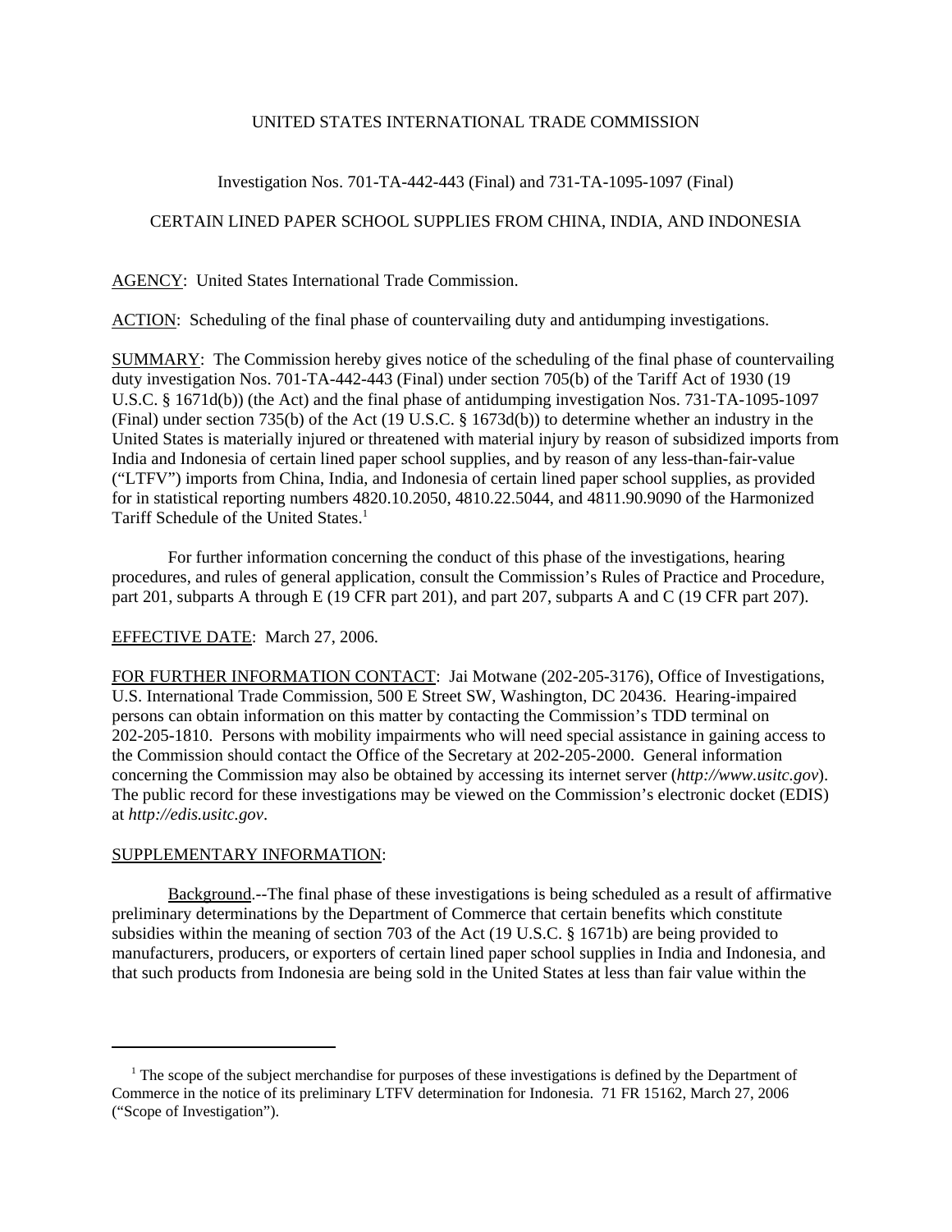UNITED STATES INTERNATIONAL TRADE COMMISSION

Investigation Nos. 701-TA-442-443 (Final) and 731-TA-1095-1097 (Final)

CERTAIN LINED PAPER SCHOOL SUPPLIES FROM CHINA, INDIA, AND INDONESIA

AGENCY: United States International Trade Commission.

ACTION: Scheduling of the final phase of countervailing duty and antidumping investigations.

SUMMARY: The Commission hereby gives notice of the scheduling of the final phase of countervailing duty investigation Nos. 701-TA-442-443 (Final) under section 705(b) of the Tariff Act of 1930 (19 U.S.C. § 1671d(b)) (the Act) and the final phase of antidumping investigation Nos. 731-TA-1095-1097 (Final) under section 735(b) of the Act (19 U.S.C. § 1673d(b)) to determine whether an industry in the United States is materially injured or threatened with material injury by reason of subsidized imports from India and Indonesia of certain lined paper school supplies, and by reason of any less-than-fair-value ("LTFV") imports from China, India, and Indonesia of certain lined paper school supplies, as provided for in statistical reporting numbers 4820.10.2050, 4810.22.5044, and 4811.90.9090 of the Harmonized Tariff Schedule of the United States.[1]

For further information concerning the conduct of this phase of the investigations, hearing procedures, and rules of general application, consult the Commission's Rules of Practice and Procedure, part 201, subparts A through E (19 CFR part 201), and part 207, subparts A and C (19 CFR part 207).

EFFECTIVE DATE: March 27, 2006.

FOR FURTHER INFORMATION CONTACT: Jai Motwane (202-205-3176), Office of Investigations, U.S. International Trade Commission, 500 E Street SW, Washington, DC 20436. Hearing-impaired persons can obtain information on this matter by contacting the Commission's TDD terminal on 202-205-1810. Persons with mobility impairments who will need special assistance in gaining access to the Commission should contact the Office of the Secretary at 202-205-2000. General information concerning the Commission may also be obtained by accessing its internet server (*http://www.usitc.gov*). The public record for these investigations may be viewed on the Commission's electronic docket (EDIS) at *http://edis.usitc.gov*.

SUPPLEMENTARY INFORMATION:

Background.--The final phase of these investigations is being scheduled as a result of affirmative preliminary determinations by the Department of Commerce that certain benefits which constitute subsidies within the meaning of section 703 of the Act (19 U.S.C. § 1671b) are being provided to manufacturers, producers, or exporters of certain lined paper school supplies in India and Indonesia, and that such products from Indonesia are being sold in the United States at less than fair value within the

[1] The scope of the subject merchandise for purposes of these investigations is defined by the Department of Commerce in the notice of its preliminary LTFV determination for Indonesia. 71 FR 15162, March 27, 2006 ("Scope of Investigation").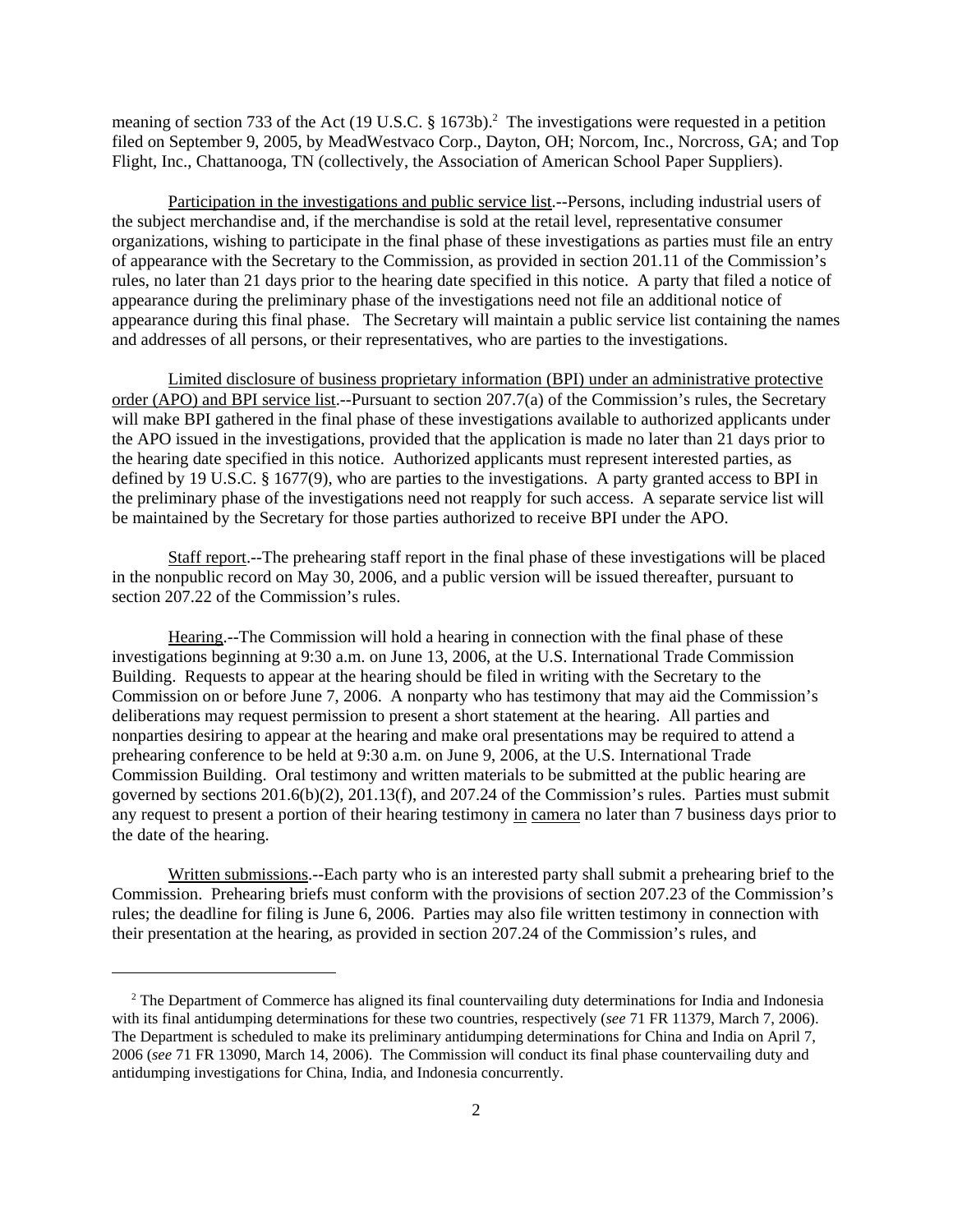meaning of section 733 of the Act (19 U.S.C. § 1673b).[2] The investigations were requested in a petition filed on September 9, 2005, by MeadWestvaco Corp., Dayton, OH; Norcom, Inc., Norcross, GA; and Top Flight, Inc., Chattanooga, TN (collectively, the Association of American School Paper Suppliers).

Participation in the investigations and public service list.--Persons, including industrial users of the subject merchandise and, if the merchandise is sold at the retail level, representative consumer organizations, wishing to participate in the final phase of these investigations as parties must file an entry of appearance with the Secretary to the Commission, as provided in section 201.11 of the Commission's rules, no later than 21 days prior to the hearing date specified in this notice. A party that filed a notice of appearance during the preliminary phase of the investigations need not file an additional notice of appearance during this final phase. The Secretary will maintain a public service list containing the names and addresses of all persons, or their representatives, who are parties to the investigations.

Limited disclosure of business proprietary information (BPI) under an administrative protective order (APO) and BPI service list.--Pursuant to section 207.7(a) of the Commission's rules, the Secretary will make BPI gathered in the final phase of these investigations available to authorized applicants under the APO issued in the investigations, provided that the application is made no later than 21 days prior to the hearing date specified in this notice. Authorized applicants must represent interested parties, as defined by 19 U.S.C. § 1677(9), who are parties to the investigations. A party granted access to BPI in the preliminary phase of the investigations need not reapply for such access. A separate service list will be maintained by the Secretary for those parties authorized to receive BPI under the APO.

Staff report.--The prehearing staff report in the final phase of these investigations will be placed in the nonpublic record on May 30, 2006, and a public version will be issued thereafter, pursuant to section 207.22 of the Commission's rules.

Hearing.--The Commission will hold a hearing in connection with the final phase of these investigations beginning at 9:30 a.m. on June 13, 2006, at the U.S. International Trade Commission Building. Requests to appear at the hearing should be filed in writing with the Secretary to the Commission on or before June 7, 2006. A nonparty who has testimony that may aid the Commission's deliberations may request permission to present a short statement at the hearing. All parties and nonparties desiring to appear at the hearing and make oral presentations may be required to attend a prehearing conference to be held at 9:30 a.m. on June 9, 2006, at the U.S. International Trade Commission Building. Oral testimony and written materials to be submitted at the public hearing are governed by sections 201.6(b)(2), 201.13(f), and 207.24 of the Commission's rules. Parties must submit any request to present a portion of their hearing testimony in camera no later than 7 business days prior to the date of the hearing.

Written submissions.--Each party who is an interested party shall submit a prehearing brief to the Commission. Prehearing briefs must conform with the provisions of section 207.23 of the Commission's rules; the deadline for filing is June 6, 2006. Parties may also file written testimony in connection with their presentation at the hearing, as provided in section 207.24 of the Commission's rules, and

[2] The Department of Commerce has aligned its final countervailing duty determinations for India and Indonesia with its final antidumping determinations for these two countries, respectively (*see* 71 FR 11379, March 7, 2006). The Department is scheduled to make its preliminary antidumping determinations for China and India on April 7, 2006 (*see* 71 FR 13090, March 14, 2006). The Commission will conduct its final phase countervailing duty and antidumping investigations for China, India, and Indonesia concurrently.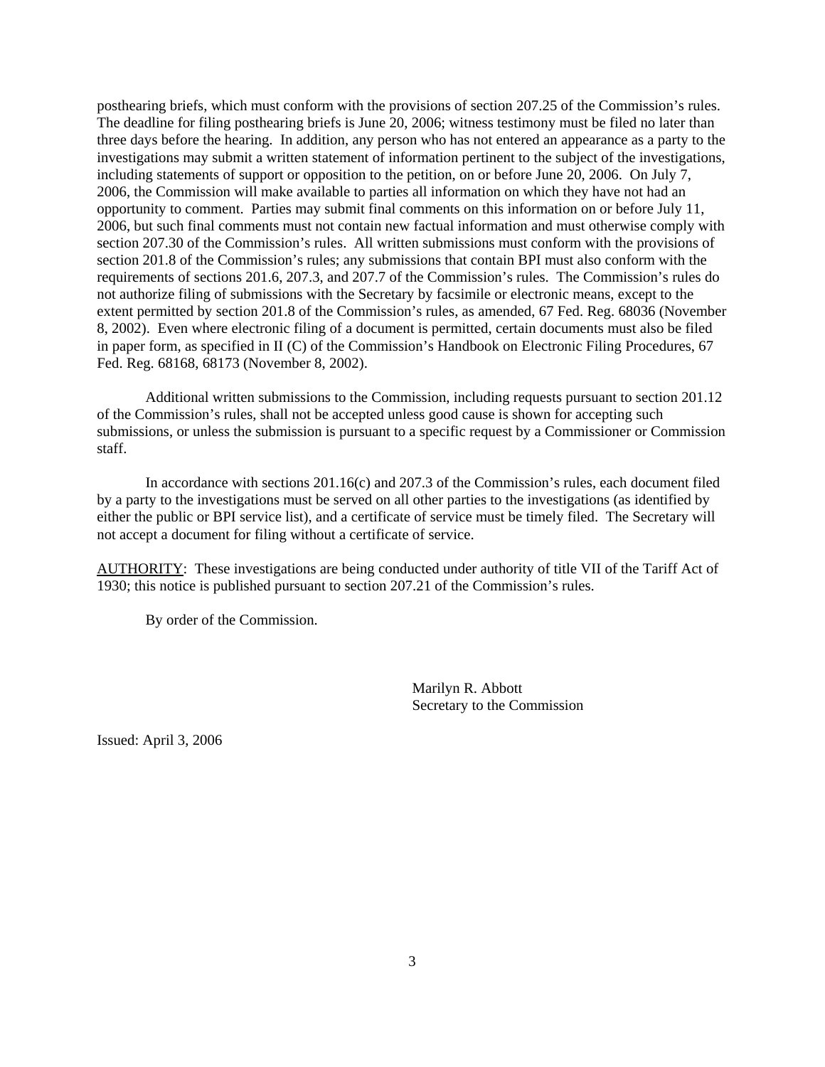posthearing briefs, which must conform with the provisions of section 207.25 of the Commission's rules. The deadline for filing posthearing briefs is June 20, 2006; witness testimony must be filed no later than three days before the hearing. In addition, any person who has not entered an appearance as a party to the investigations may submit a written statement of information pertinent to the subject of the investigations, including statements of support or opposition to the petition, on or before June 20, 2006. On July 7, 2006, the Commission will make available to parties all information on which they have not had an opportunity to comment. Parties may submit final comments on this information on or before July 11, 2006, but such final comments must not contain new factual information and must otherwise comply with section 207.30 of the Commission's rules. All written submissions must conform with the provisions of section 201.8 of the Commission's rules; any submissions that contain BPI must also conform with the requirements of sections 201.6, 207.3, and 207.7 of the Commission's rules. The Commission's rules do not authorize filing of submissions with the Secretary by facsimile or electronic means, except to the extent permitted by section 201.8 of the Commission's rules, as amended, 67 Fed. Reg. 68036 (November 8, 2002). Even where electronic filing of a document is permitted, certain documents must also be filed in paper form, as specified in II (C) of the Commission's Handbook on Electronic Filing Procedures, 67 Fed. Reg. 68168, 68173 (November 8, 2002).

Additional written submissions to the Commission, including requests pursuant to section 201.12 of the Commission's rules, shall not be accepted unless good cause is shown for accepting such submissions, or unless the submission is pursuant to a specific request by a Commissioner or Commission staff.

In accordance with sections 201.16(c) and 207.3 of the Commission's rules, each document filed by a party to the investigations must be served on all other parties to the investigations (as identified by either the public or BPI service list), and a certificate of service must be timely filed. The Secretary will not accept a document for filing without a certificate of service.

AUTHORITY: These investigations are being conducted under authority of title VII of the Tariff Act of 1930; this notice is published pursuant to section 207.21 of the Commission's rules.

By order of the Commission.

Marilyn R. Abbott
Secretary to the Commission

Issued: April 3, 2006